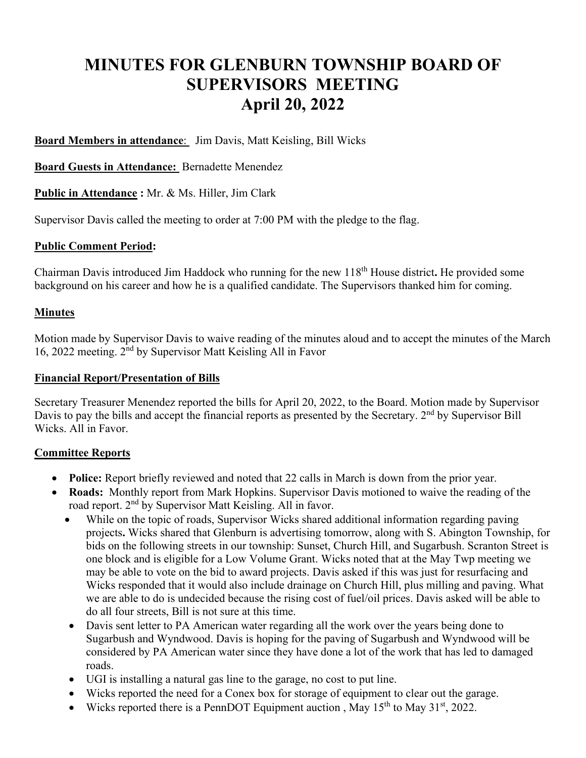# MINUTES FOR GLENBURN TOWNSHIP BOARD OF SUPERVISORS MEETING
# April 20, 2022

**Board Members in attendance**: Jim Davis, Matt Keisling, Bill Wicks

**Board Guests in Attendance:** Bernadette Menendez

**Public in Attendance :** Mr. & Ms. Hiller, Jim Clark

Supervisor Davis called the meeting to order at 7:00 PM with the pledge to the flag.

## Public Comment Period:

Chairman Davis introduced Jim Haddock who running for the new 118th House district**.** He provided some background on his career and how he is a qualified candidate. The Supervisors thanked him for coming.

## Minutes

Motion made by Supervisor Davis to waive reading of the minutes aloud and to accept the minutes of the March 16, 2022 meeting. 2nd by Supervisor Matt Keisling All in Favor

## Financial Report/Presentation of Bills

Secretary Treasurer Menendez reported the bills for April 20, 2022, to the Board. Motion made by Supervisor Davis to pay the bills and accept the financial reports as presented by the Secretary. 2nd by Supervisor Bill Wicks. All in Favor.

## Committee Reports

- **Police:** Report briefly reviewed and noted that 22 calls in March is down from the prior year.
- **Roads:** Monthly report from Mark Hopkins. Supervisor Davis motioned to waive the reading of the road report. 2nd by Supervisor Matt Keisling. All in favor.
  - While on the topic of roads, Supervisor Wicks shared additional information regarding paving projects**.** Wicks shared that Glenburn is advertising tomorrow, along with S. Abington Township, for bids on the following streets in our township: Sunset, Church Hill, and Sugarbush. Scranton Street is one block and is eligible for a Low Volume Grant. Wicks noted that at the May Twp meeting we may be able to vote on the bid to award projects. Davis asked if this was just for resurfacing and Wicks responded that it would also include drainage on Church Hill, plus milling and paving. What we are able to do is undecided because the rising cost of fuel/oil prices. Davis asked will be able to do all four streets, Bill is not sure at this time.
  - Davis sent letter to PA American water regarding all the work over the years being done to Sugarbush and Wyndwood. Davis is hoping for the paving of Sugarbush and Wyndwood will be considered by PA American water since they have done a lot of the work that has led to damaged roads.
  - UGI is installing a natural gas line to the garage, no cost to put line.
  - Wicks reported the need for a Conex box for storage of equipment to clear out the garage.
  - Wicks reported there is a PennDOT Equipment auction , May 15th to May 31st, 2022.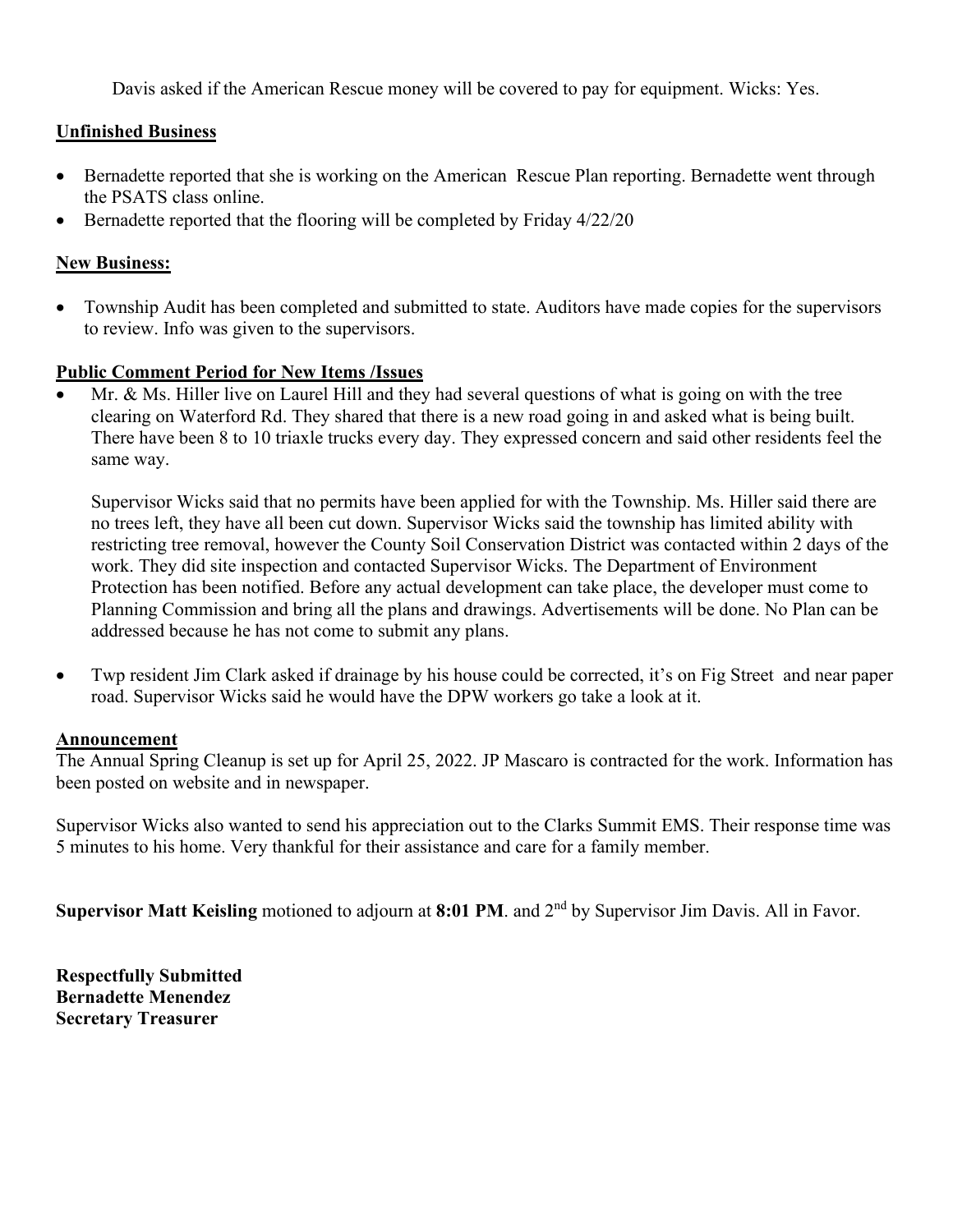Davis asked if the American Rescue money will be covered to pay for equipment. Wicks: Yes.

## Unfinished Business

- Bernadette reported that she is working on the American Rescue Plan reporting. Bernadette went through the PSATS class online.
- Bernadette reported that the flooring will be completed by Friday 4/22/20

## New Business:

- Township Audit has been completed and submitted to state. Auditors have made copies for the supervisors to review. Info was given to the supervisors.

## Public Comment Period for New Items /Issues

- Mr. & Ms. Hiller live on Laurel Hill and they had several questions of what is going on with the tree clearing on Waterford Rd. They shared that there is a new road going in and asked what is being built. There have been 8 to 10 triaxle trucks every day. They expressed concern and said other residents feel the same way.

  Supervisor Wicks said that no permits have been applied for with the Township. Ms. Hiller said there are no trees left, they have all been cut down. Supervisor Wicks said the township has limited ability with restricting tree removal, however the County Soil Conservation District was contacted within 2 days of the work. They did site inspection and contacted Supervisor Wicks. The Department of Environment Protection has been notified. Before any actual development can take place, the developer must come to Planning Commission and bring all the plans and drawings. Advertisements will be done. No Plan can be addressed because he has not come to submit any plans.

- Twp resident Jim Clark asked if drainage by his house could be corrected, it's on Fig Street and near paper road. Supervisor Wicks said he would have the DPW workers go take a look at it.

## Announcement

The Annual Spring Cleanup is set up for April 25, 2022. JP Mascaro is contracted for the work. Information has been posted on website and in newspaper.

Supervisor Wicks also wanted to send his appreciation out to the Clarks Summit EMS. Their response time was 5 minutes to his home. Very thankful for their assistance and care for a family member.

**Supervisor Matt Keisling** motioned to adjourn at **8:01 PM**. and 2nd by Supervisor Jim Davis. All in Favor.

**Respectfully Submitted**
**Bernadette Menendez**
**Secretary Treasurer**